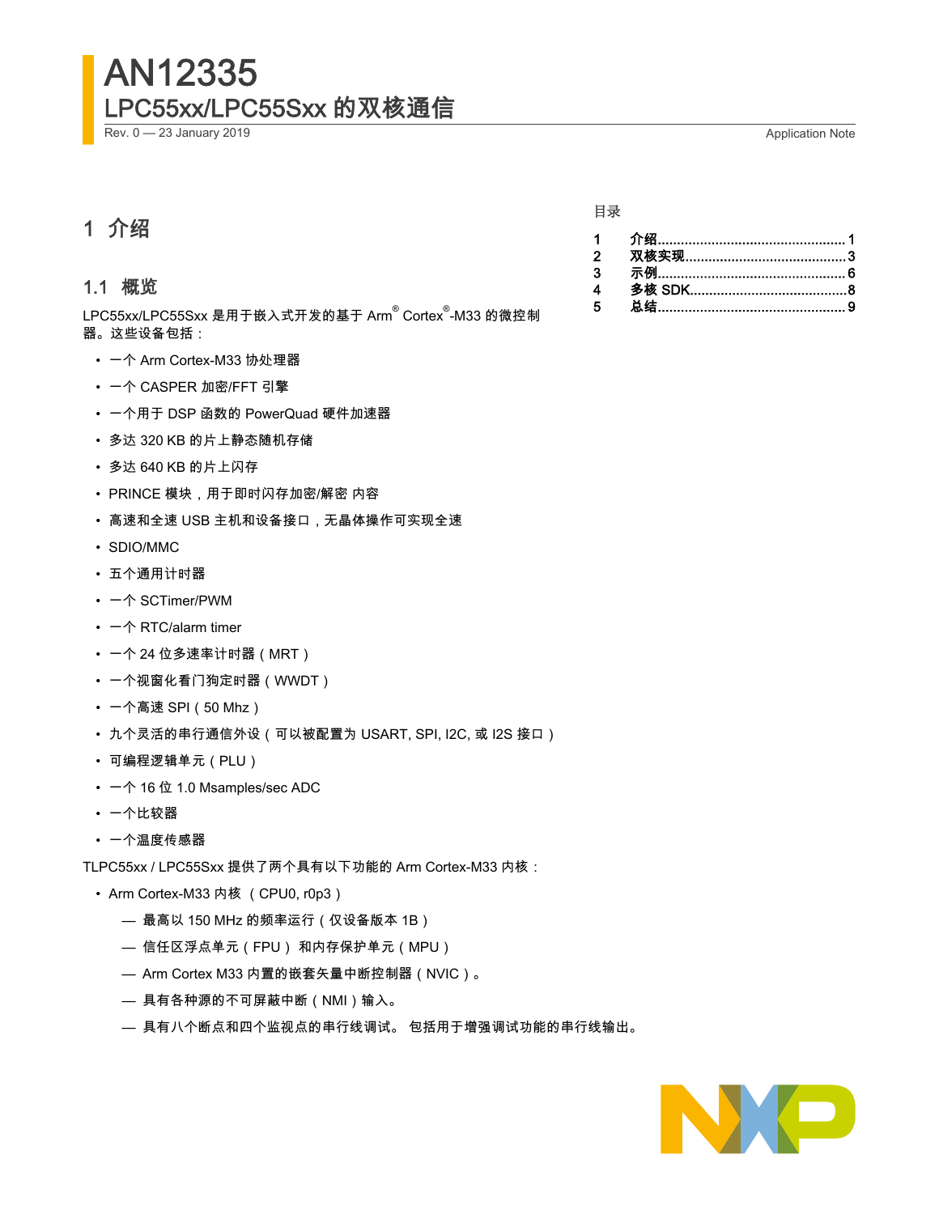# AN12335
## LPC55xx/LPC55Sxx 的双核通信

Rev. 0 — 23 January 2019 Application Note

目录

| | | |
|---|---|---|
| 1 | 介绍 | 1 |
| 2 | 双核实现 | 3 |
| 3 | 示例 | 6 |
| 4 | 多核 SDK | 8 |
| 5 | 总结 | 9 |

## 1 介绍

### 1.1 概览

LPC55xx/LPC55Sxx 是用于嵌入式开发的基于 Arm® Cortex®-M33 的微控制器。这些设备包括：

- 一个 Arm Cortex-M33 协处理器
- 一个 CASPER 加密/FFT 引擎
- 一个用于 DSP 函数的 PowerQuad 硬件加速器
- 多达 320 KB 的片上静态随机存储
- 多达 640 KB 的片上闪存
- PRINCE 模块，用于即时闪存加密/解密 内容
- 高速和全速 USB 主机和设备接口，无晶体操作可实现全速
- SDIO/MMC
- 五个通用计时器
- 一个 SCTimer/PWM
- 一个 RTC/alarm timer
- 一个 24 位多速率计时器（MRT）
- 一个视窗化看门狗定时器（WWDT）
- 一个高速 SPI（50 Mhz）
- 九个灵活的串行通信外设（可以被配置为 USART, SPI, I2C, 或 I2S 接口）
- 可编程逻辑单元（PLU）
- 一个 16 位 1.0 Msamples/sec ADC
- 一个比较器
- 一个温度传感器

TLPC55xx / LPC55Sxx 提供了两个具有以下功能的 Arm Cortex-M33 内核：

- Arm Cortex-M33 内核 （CPU0, r0p3）
  - 最高以 150 MHz 的频率运行（仅设备版本 1B）
  - 信任区浮点单元（FPU） 和内存保护单元（MPU）
  - Arm Cortex M33 内置的嵌套矢量中断控制器（NVIC）。
  - 具有各种源的不可屏蔽中断（NMI）输入。
  - 具有八个断点和四个监视点的串行线调试。 包括用于增强调试功能的串行线输出。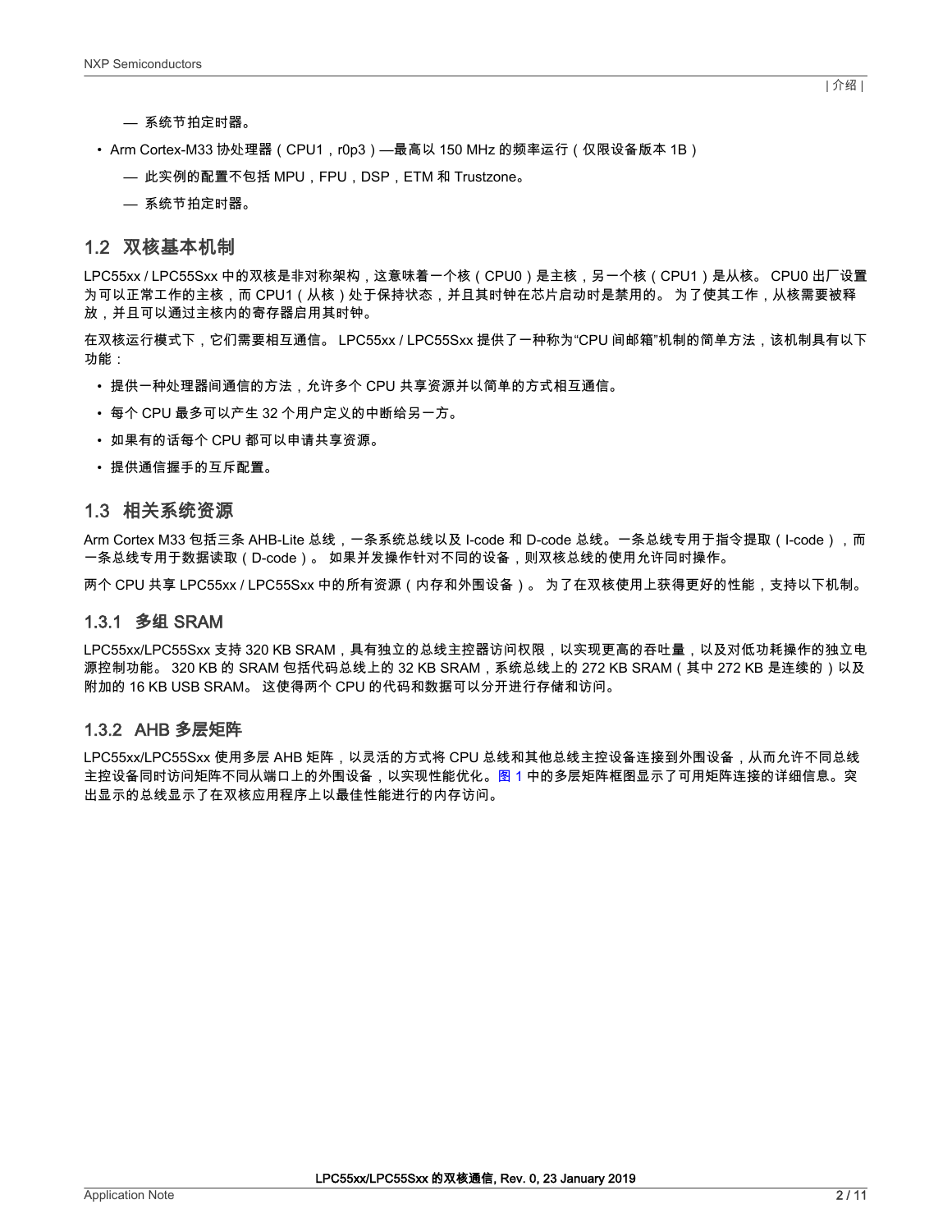— 系统节拍定时器。

- Arm Cortex-M33 协处理器（CPU1，r0p3）—最高以 150 MHz 的频率运行（仅限设备版本 1B）
  - — 此实例的配置不包括 MPU，FPU，DSP，ETM 和 Trustzone。
  - — 系统节拍定时器。

## 1.2 双核基本机制

LPC55xx / LPC55Sxx 中的双核是非对称架构，这意味着一个核（CPU0）是主核，另一个核（CPU1）是从核。 CPU0 出厂设置为可以正常工作的主核，而 CPU1（从核）处于保持状态，并且其时钟在芯片启动时是禁用的。 为了使其工作，从核需要被释放，并且可以通过主核内的寄存器启用其时钟。

在双核运行模式下，它们需要相互通信。 LPC55xx / LPC55Sxx 提供了一种称为“CPU 间邮箱”机制的简单方法，该机制具有以下功能：

- 提供一种处理器间通信的方法，允许多个 CPU 共享资源并以简单的方式相互通信。
- 每个 CPU 最多可以产生 32 个用户定义的中断给另一方。
- 如果有的话每个 CPU 都可以申请共享资源。
- 提供通信握手的互斥配置。

## 1.3 相关系统资源

Arm Cortex M33 包括三条 AHB-Lite 总线，一条系统总线以及 I-code 和 D-code 总线。一条总线专用于指令提取（I-code），而一条总线专用于数据读取（D-code）。 如果并发操作针对不同的设备，则双核总线的使用允许同时操作。

两个 CPU 共享 LPC55xx / LPC55Sxx 中的所有资源（内存和外围设备）。 为了在双核使用上获得更好的性能，支持以下机制。

### 1.3.1 多组 SRAM

LPC55xx/LPC55Sxx 支持 320 KB SRAM，具有独立的总线主控器访问权限，以实现更高的吞吐量，以及对低功耗操作的独立电源控制功能。 320 KB 的 SRAM 包括代码总线上的 32 KB SRAM，系统总线上的 272 KB SRAM（其中 272 KB 是连续的）以及附加的 16 KB USB SRAM。 这使得两个 CPU 的代码和数据可以分开进行存储和访问。

### 1.3.2 AHB 多层矩阵

LPC55xx/LPC55Sxx 使用多层 AHB 矩阵，以灵活的方式将 CPU 总线和其他总线主控设备连接到外围设备，从而允许不同总线主控设备同时访问矩阵不同从端口上的外围设备，以实现性能优化。图 1 中的多层矩阵框图显示了可用矩阵连接的详细信息。突出显示的总线显示了在双核应用程序上以最佳性能进行的内存访问。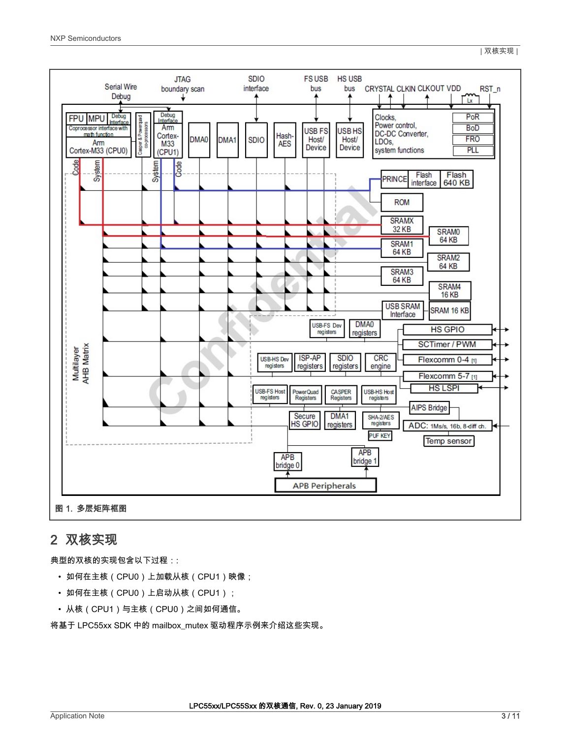图 1. 多层矩阵框图

## 2 双核实现

典型的双核的实现包含以下过程：:

- 如何在主核（CPU0）上加载从核（CPU1）映像；
- 如何在主核（CPU0）上启动从核（CPU1）；
- 从核（CPU1）与主核（CPU0）之间如何通信。

将基于 LPC55xx SDK 中的 mailbox_mutex 驱动程序示例来介绍这些实现。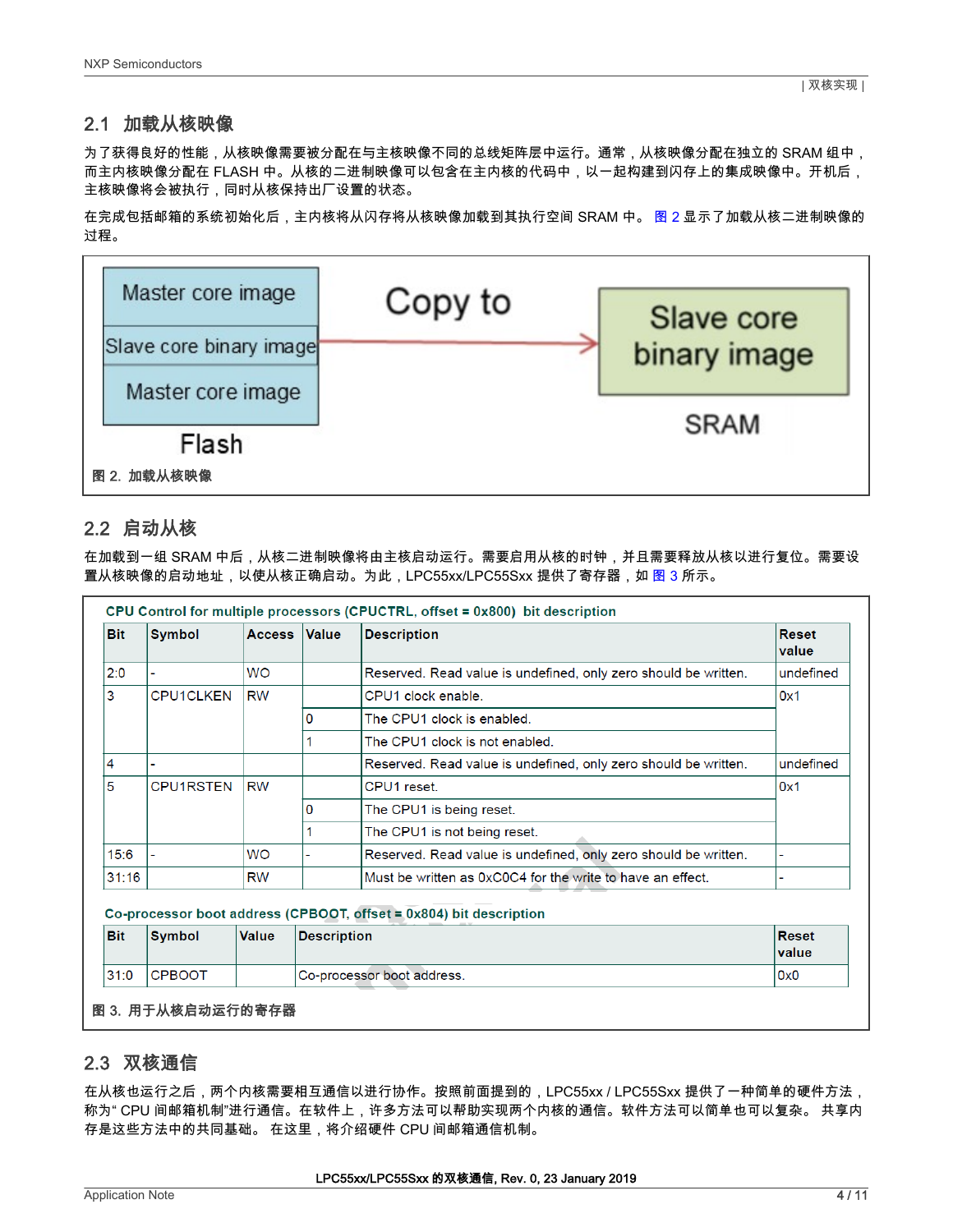## 2.1 加载从核映像

为了获得良好的性能，从核映像需要被分配在与主核映像不同的总线矩阵层中运行。通常，从核映像分配在独立的 SRAM 组中，而主内核映像分配在 FLASH 中。从核的二进制映像可以包含在主内核的代码中，以一起构建到闪存上的集成映像中。开机后，主核映像将会被执行，同时从核保持出厂设置的状态。

在完成包括邮箱的系统初始化后，主内核将从闪存将从核映像加载到其执行空间 SRAM 中。 图 2 显示了加载从核二进制映像的过程。

Master core image
Slave core binary image
Master core image
Flash

Copy to

Slave core binary image
SRAM

图 2. 加载从核映像

## 2.2 启动从核

在加载到一组 SRAM 中后，从核二进制映像将由主核启动运行。需要启用从核的时钟，并且需要释放从核以进行复位。需要设置从核映像的启动地址，以使从核正确启动。为此，LPC55xx/LPC55Sxx 提供了寄存器，如 图 3 所示。

**CPU Control for multiple processors (CPUCTRL, offset = 0x800) bit description**

| Bit | Symbol | Access | Value | Description | Reset value |
|---|---|---|---|---|---|
| 2:0 | - | WO | | Reserved. Read value is undefined, only zero should be written. | undefined |
| 3 | CPU1CLKEN | RW | | CPU1 clock enable. | 0x1 |
| | | | 0 | The CPU1 clock is enabled. | |
| | | | 1 | The CPU1 clock is not enabled. | |
| 4 | - | | | Reserved. Read value is undefined, only zero should be written. | undefined |
| 5 | CPU1RSTEN | RW | | CPU1 reset. | 0x1 |
| | | | 0 | The CPU1 is being reset. | |
| | | | 1 | The CPU1 is not being reset. | |
| 15:6 | - | WO | - | Reserved. Read value is undefined, only zero should be written. | - |
| 31:16 | | RW | | Must be written as 0xC0C4 for the write to have an effect. | - |

**Co-processor boot address (CPBOOT, offset = 0x804) bit description**

| Bit | Symbol | Value | Description | Reset value |
|---|---|---|---|---|
| 31:0 | CPBOOT | | Co-processor boot address. | 0x0 |

图 3. 用于从核启动运行的寄存器

## 2.3 双核通信

在从核也运行之后，两个内核需要相互通信以进行协作。按照前面提到的，LPC55xx / LPC55Sxx 提供了一种简单的硬件方法，称为" CPU 间邮箱机制"进行通信。在软件上，许多方法可以帮助实现两个内核的通信。软件方法可以简单也可以复杂。 共享内存是这些方法中的共同基础。 在这里，将介绍硬件 CPU 间邮箱通信机制。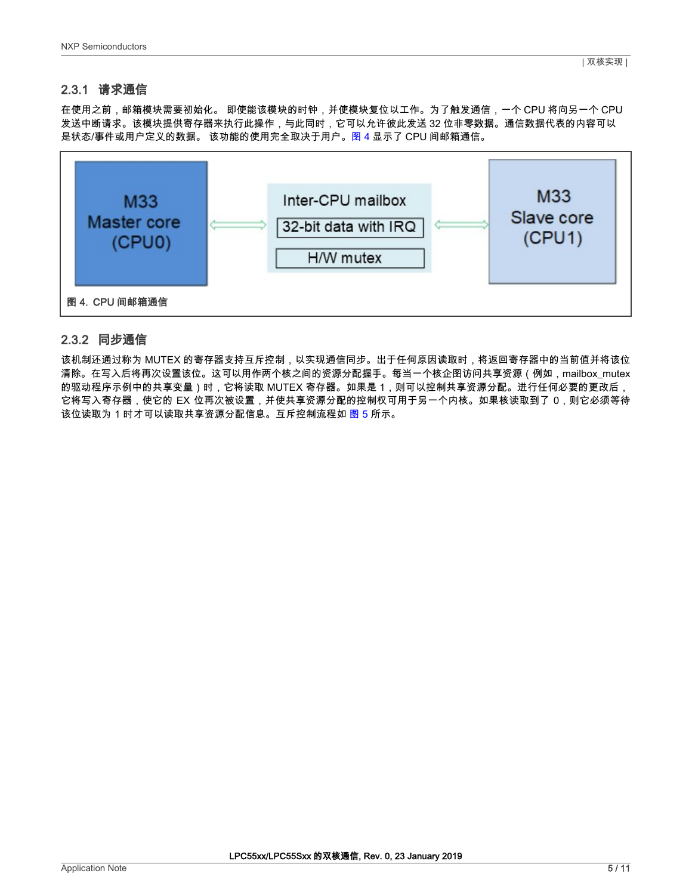### 2.3.1 请求通信

在使用之前，邮箱模块需要初始化。 即使能该模块的时钟，并使模块复位以工作。为了触发通信，一个 CPU 将向另一个 CPU 发送中断请求。该模块提供寄存器来执行此操作，与此同时，它可以允许彼此发送 32 位非零数据。通信数据代表的内容可以是状态/事件或用户定义的数据。 该功能的使用完全取决于用户。图 4 显示了 CPU 间邮箱通信。

图 4. CPU 间邮箱通信

### 2.3.2 同步通信

该机制还通过称为 MUTEX 的寄存器支持互斥控制，以实现通信同步。出于任何原因读取时，将返回寄存器中的当前值并将该位清除。在写入后将再次设置该位。这可以用作两个核之间的资源分配握手。每当一个核企图访问共享资源（例如，mailbox_mutex 的驱动程序示例中的共享变量）时，它将读取 MUTEX 寄存器。如果是 1，则可以控制共享资源分配。进行任何必要的更改后，它将写入寄存器，使它的 EX 位再次被设置，并使共享资源分配的控制权可用于另一个内核。如果核读取到了 0，则它必须等待该位读取为 1 时才可以读取共享资源分配信息。互斥控制流程如 图 5 所示。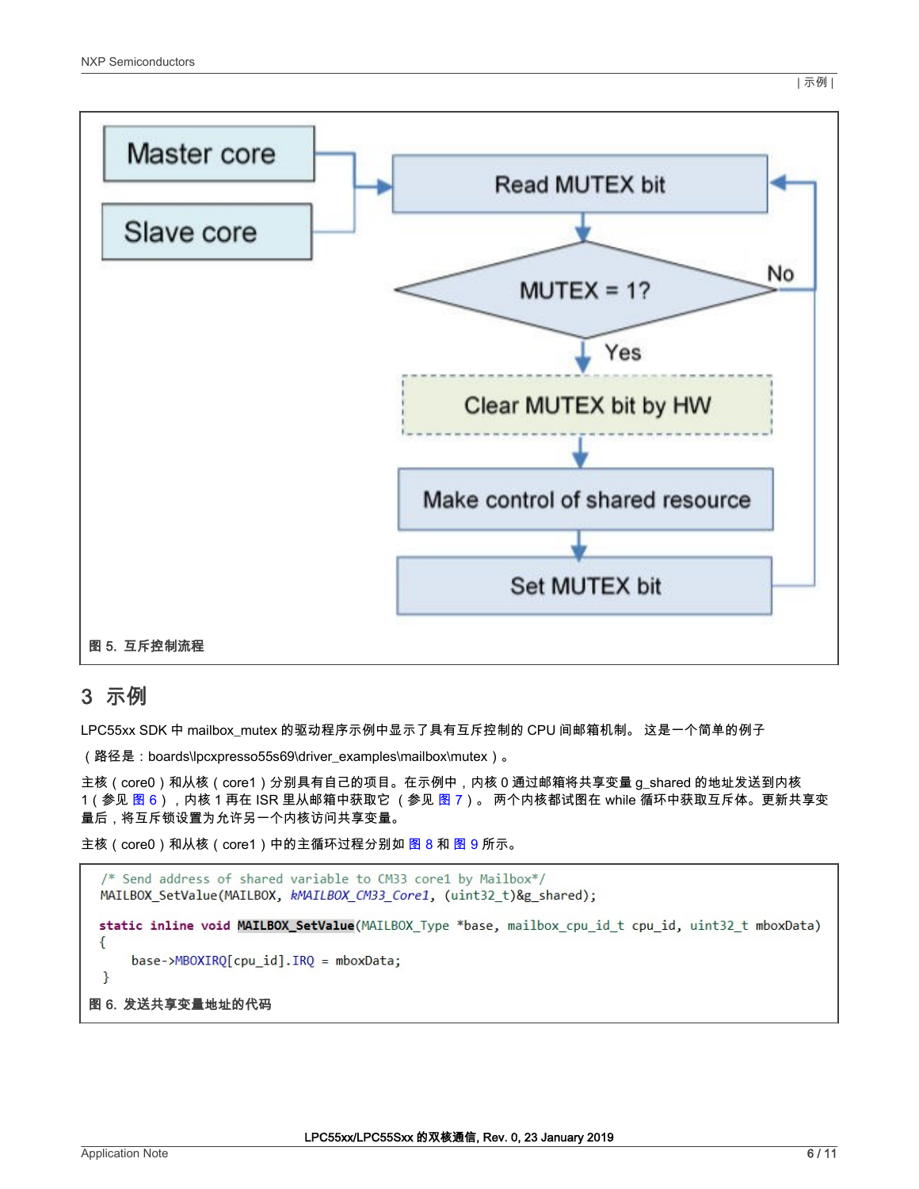Master core

Slave core

Read MUTEX bit

MUTEX = 1?

No

Yes

Clear MUTEX bit by HW

Make control of shared resource

Set MUTEX bit

**图 5. 互斥控制流程**

## 3 示例

LPC55xx SDK 中 mailbox_mutex 的驱动程序示例中显示了具有互斥控制的 CPU 间邮箱机制。 这是一个简单的例子

（路径是：boards\lpcxpresso55s69\driver_examples\mailbox\mutex ）。

主核（core0）和从核（core1）分别具有自己的项目。在示例中，内核 0 通过邮箱将共享变量 g_shared 的地址发送到内核 1（参见 图 6），内核 1 再在 ISR 里从邮箱中获取它 （参见 图 7）。 两个内核都试图在 while 循环中获取互斥体。更新共享变量后，将互斥锁设置为允许另一个内核访问共享变量。

主核（core0）和从核（core1）中的主循环过程分别如 图 8 和 图 9 所示。

```
/* Send address of shared variable to CM33 core1 by Mailbox*/
MAILBOX_SetValue(MAILBOX, kMAILBOX_CM33_Core1, (uint32_t)&g_shared);

static inline void MAILBOX_SetValue(MAILBOX_Type *base, mailbox_cpu_id_t cpu_id, uint32_t mboxData)
{
    base->MBOXIRQ[cpu_id].IRQ = mboxData;
}
```

**图 6. 发送共享变量地址的代码**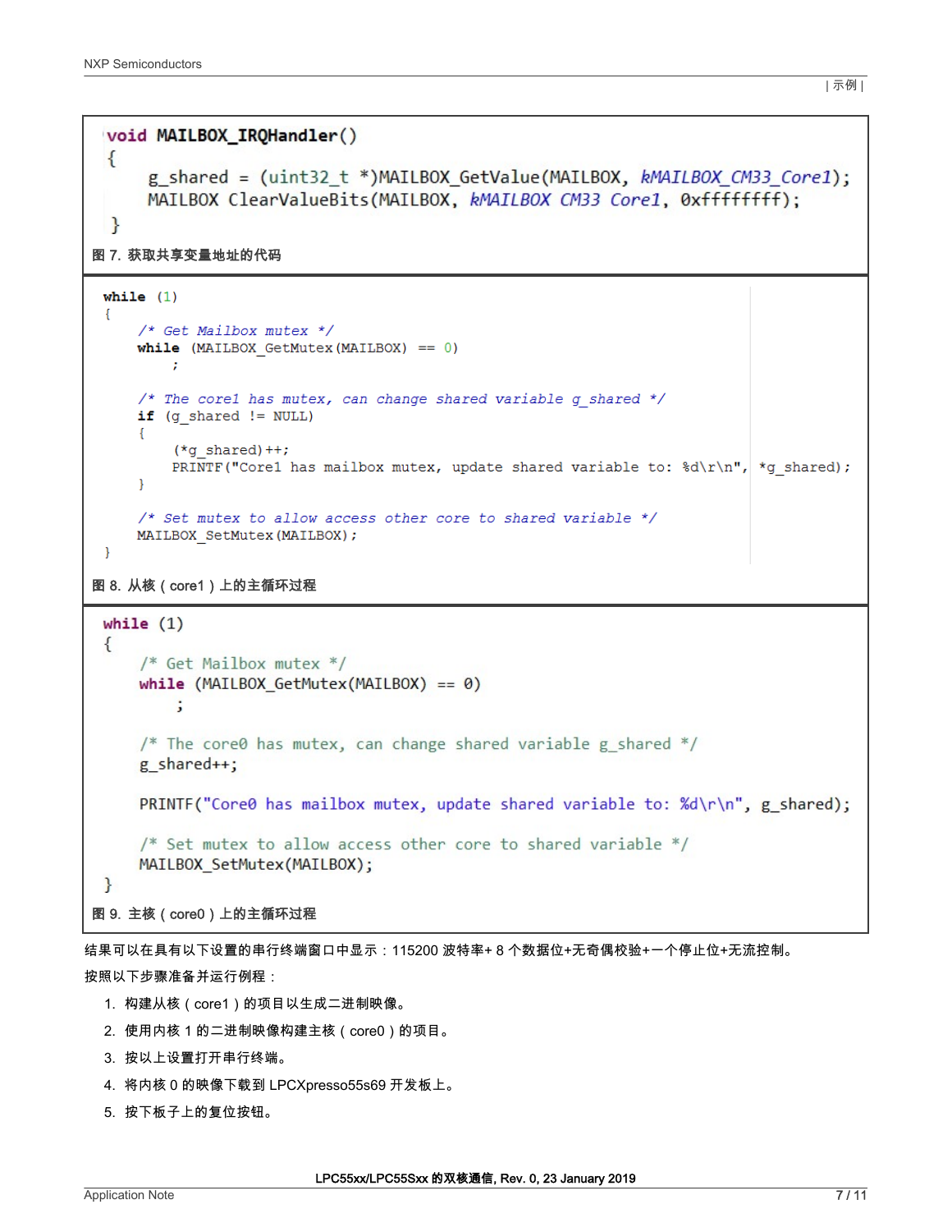```c
void MAILBOX_IRQHandler()
{
    g_shared = (uint32_t *)MAILBOX_GetValue(MAILBOX, kMAILBOX_CM33_Core1);
    MAILBOX_ClearValueBits(MAILBOX, kMAILBOX_CM33_Core1, 0xffffffff);
}
```

图 7. 获取共享变量地址的代码

```c
while (1)
{
    /* Get Mailbox mutex */
    while (MAILBOX_GetMutex(MAILBOX) == 0)
        ;

    /* The core1 has mutex, can change shared variable g_shared */
    if (g_shared != NULL)
    {
        (*g_shared)++;
        PRINTF("Core1 has mailbox mutex, update shared variable to: %d\r\n", *g_shared);
    }

    /* Set mutex to allow access other core to shared variable */
    MAILBOX_SetMutex(MAILBOX);
}
```

图 8. 从核（core1）上的主循环过程

```c
while (1)
{
    /* Get Mailbox mutex */
    while (MAILBOX_GetMutex(MAILBOX) == 0)
        ;

    /* The core0 has mutex, can change shared variable g_shared */
    g_shared++;

    PRINTF("Core0 has mailbox mutex, update shared variable to: %d\r\n", g_shared);

    /* Set mutex to allow access other core to shared variable */
    MAILBOX_SetMutex(MAILBOX);
}
```

图 9. 主核（core0）上的主循环过程

结果可以在具有以下设置的串行终端窗口中显示：115200 波特率+ 8 个数据位+无奇偶校验+一个停止位+无流控制。

按照以下步骤准备并运行例程：

1. 构建从核（core1）的项目以生成二进制映像。
2. 使用内核 1 的二进制映像构建主核（core0）的项目。
3. 按以上设置打开串行终端。
4. 将内核 0 的映像下载到 LPCXpresso55s69 开发板上。
5. 按下板子上的复位按钮。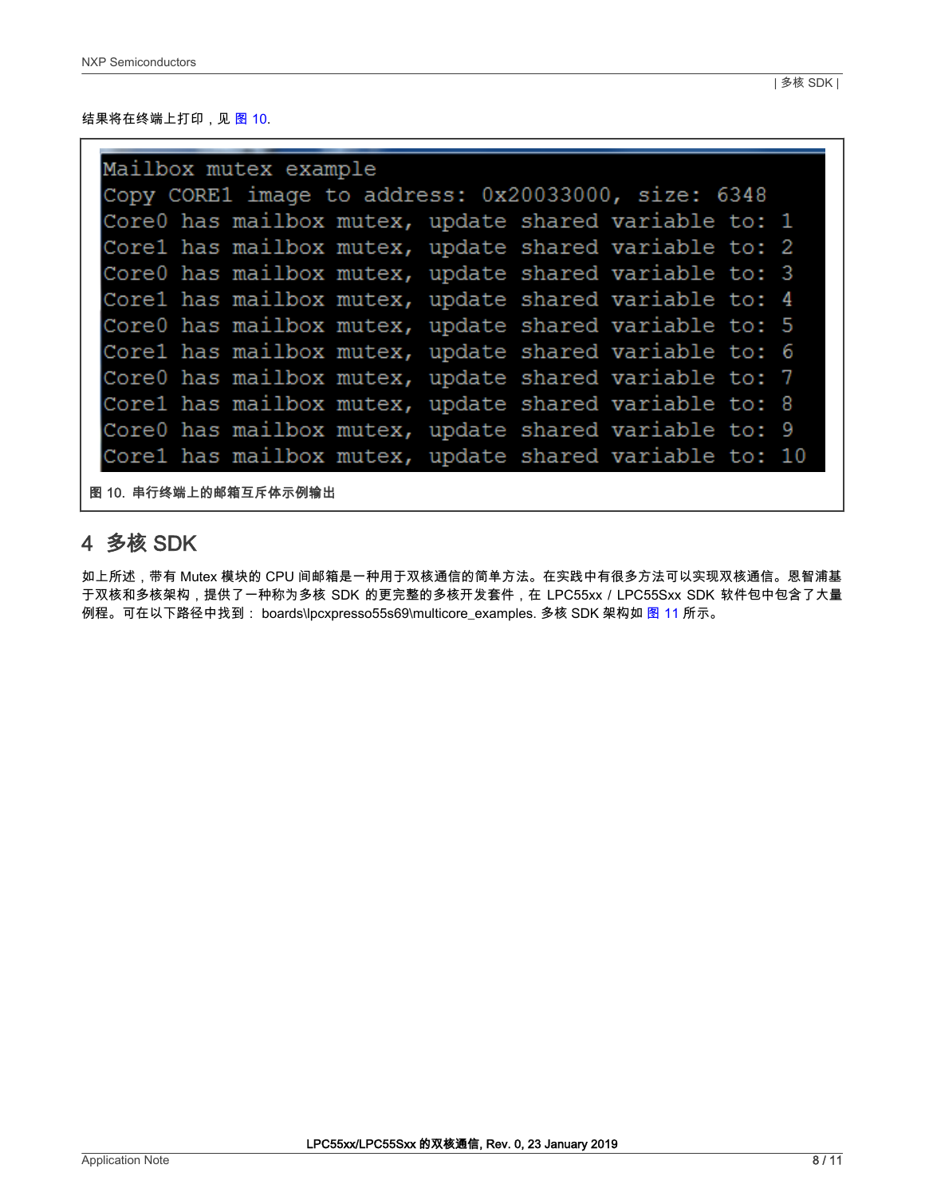结果将在终端上打印，见 图 10.

```
Mailbox mutex example
Copy CORE1 image to address: 0x20033000, size: 6348
Core0 has mailbox mutex, update shared variable to: 1
Core1 has mailbox mutex, update shared variable to: 2
Core0 has mailbox mutex, update shared variable to: 3
Core1 has mailbox mutex, update shared variable to: 4
Core0 has mailbox mutex, update shared variable to: 5
Core1 has mailbox mutex, update shared variable to: 6
Core0 has mailbox mutex, update shared variable to: 7
Core1 has mailbox mutex, update shared variable to: 8
Core0 has mailbox mutex, update shared variable to: 9
Core1 has mailbox mutex, update shared variable to: 10
```

**图 10. 串行终端上的邮箱互斥体示例输出**

## 4 多核 SDK

如上所述，带有 Mutex 模块的 CPU 间邮箱是一种用于双核通信的简单方法。在实践中有很多方法可以实现双核通信。恩智浦基于双核和多核架构，提供了一种称为多核 SDK 的更完整的多核开发套件，在 LPC55xx / LPC55Sxx SDK 软件包中包含了大量例程。可在以下路径中找到： boards\lpcxpresso55s69\multicore_examples. 多核 SDK 架构如 图 11 所示。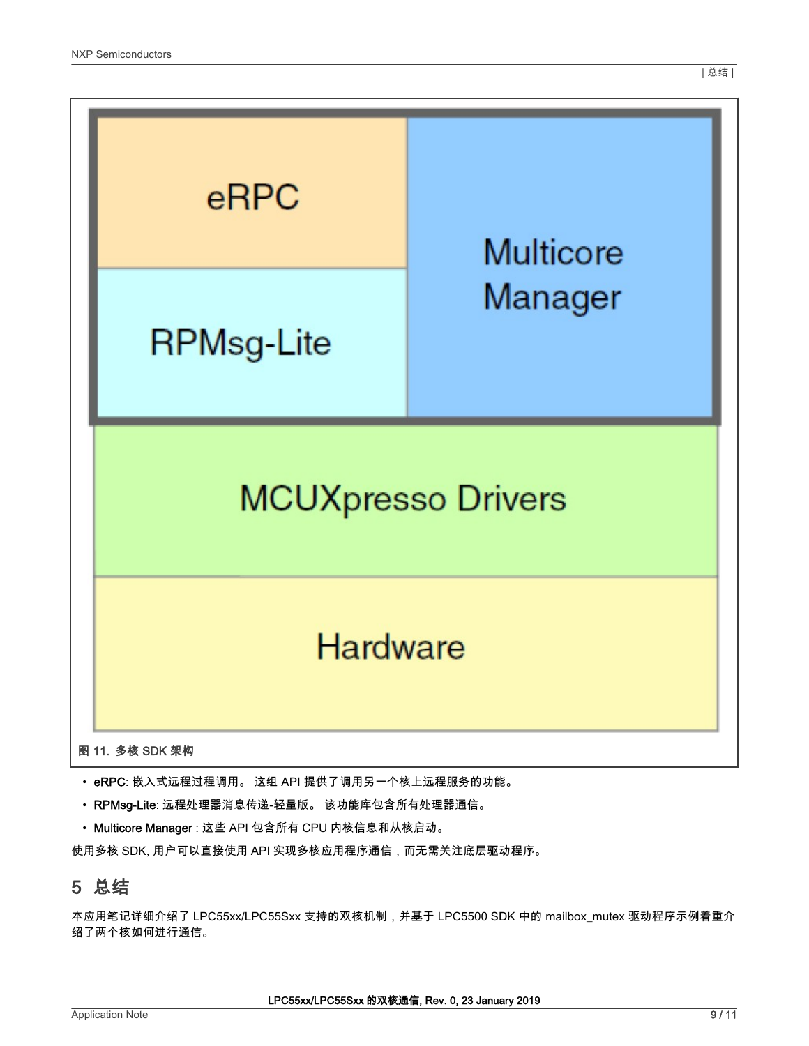eRPC

RPMsg-Lite

Multicore Manager

MCUXpresso Drivers

Hardware

图 11. 多核 SDK 架构

- **eRPC**: 嵌入式远程过程调用。 这组 API 提供了调用另一个核上远程服务的功能。
- **RPMsg-Lite**: 远程处理器消息传递-轻量版。 该功能库包含所有处理器通信。
- **Multicore Manager** : 这些 API 包含所有 CPU 内核信息和从核启动。

使用多核 SDK, 用户可以直接使用 API 实现多核应用程序通信，而无需关注底层驱动程序。

## 5 总结

本应用笔记详细介绍了 LPC55xx/LPC55Sxx 支持的双核机制，并基于 LPC5500 SDK 中的 mailbox_mutex 驱动程序示例着重介绍了两个核如何进行通信。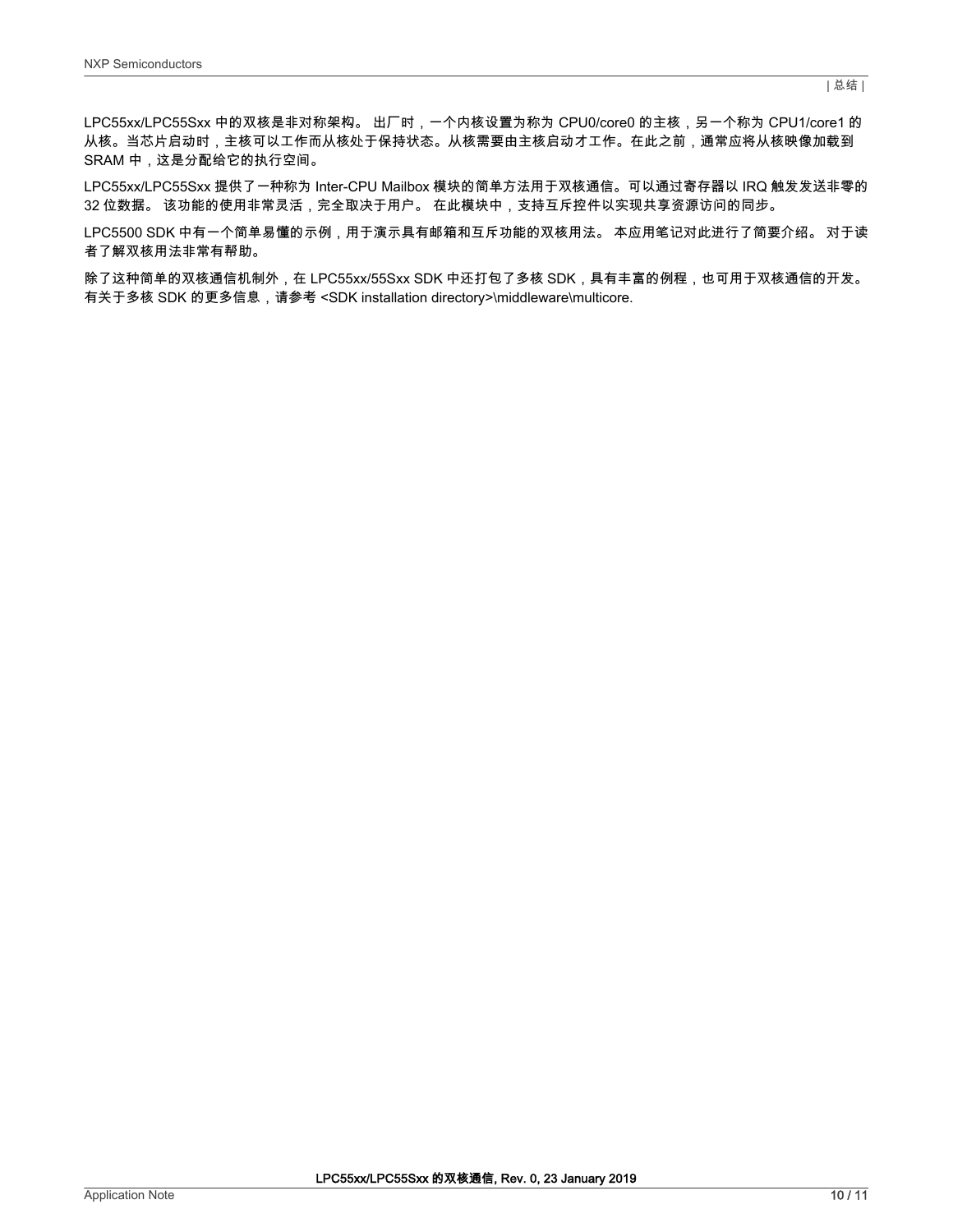LPC55xx/LPC55Sxx 中的双核是非对称架构。 出厂时，一个内核设置为称为 CPU0/core0 的主核，另一个称为 CPU1/core1 的从核。当芯片启动时，主核可以工作而从核处于保持状态。从核需要由主核启动才工作。在此之前，通常应将从核映像加载到 SRAM 中，这是分配给它的执行空间。

LPC55xx/LPC55Sxx 提供了一种称为 Inter-CPU Mailbox 模块的简单方法用于双核通信。可以通过寄存器以 IRQ 触发发送非零的 32 位数据。 该功能的使用非常灵活，完全取决于用户。 在此模块中，支持互斥控件以实现共享资源访问的同步。

LPC5500 SDK 中有一个简单易懂的示例，用于演示具有邮箱和互斥功能的双核用法。 本应用笔记对此进行了简要介绍。 对于读者了解双核用法非常有帮助。

除了这种简单的双核通信机制外，在 LPC55xx/55Sxx SDK 中还打包了多核 SDK，具有丰富的例程，也可用于双核通信的开发。有关于多核 SDK 的更多信息，请参考 <SDK installation directory>\middleware\multicore.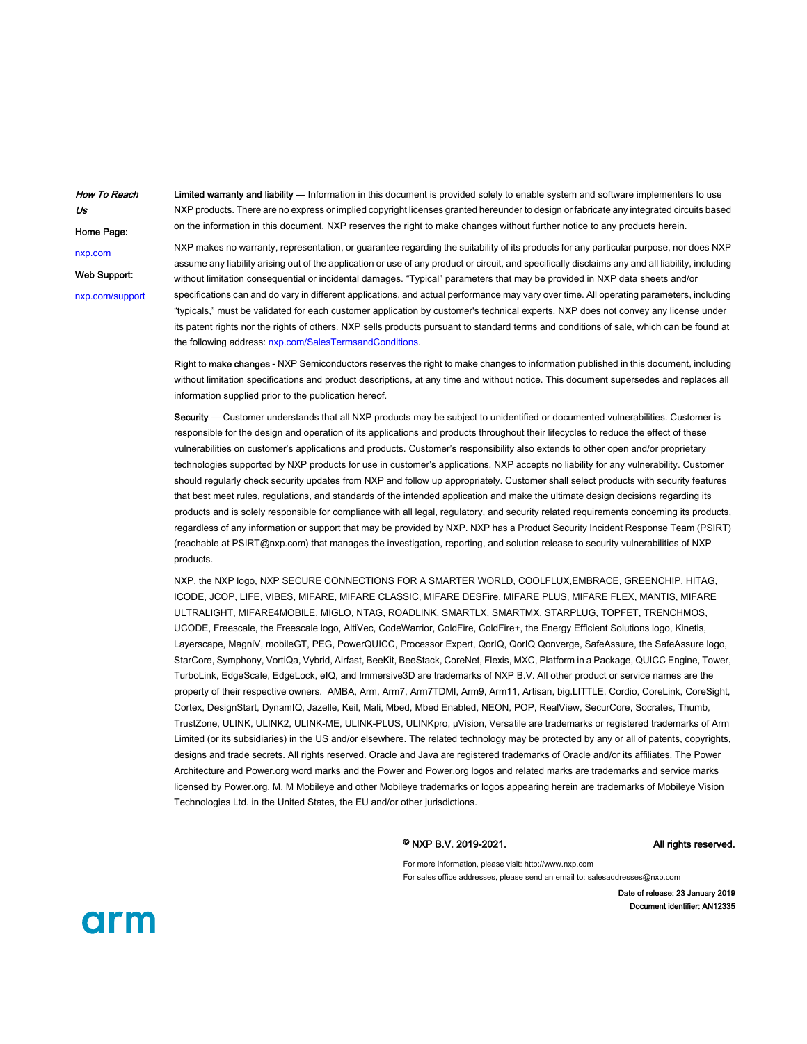*How To Reach Us*

**Home Page:**

nxp.com

**Web Support:**

nxp.com/support

**Limited warranty and liability** — Information in this document is provided solely to enable system and software implementers to use NXP products. There are no express or implied copyright licenses granted hereunder to design or fabricate any integrated circuits based on the information in this document. NXP reserves the right to make changes without further notice to any products herein.

NXP makes no warranty, representation, or guarantee regarding the suitability of its products for any particular purpose, nor does NXP assume any liability arising out of the application or use of any product or circuit, and specifically disclaims any and all liability, including without limitation consequential or incidental damages. “Typical” parameters that may be provided in NXP data sheets and/or specifications can and do vary in different applications, and actual performance may vary over time. All operating parameters, including “typicals,” must be validated for each customer application by customer's technical experts. NXP does not convey any license under its patent rights nor the rights of others. NXP sells products pursuant to standard terms and conditions of sale, which can be found at the following address: nxp.com/SalesTermsandConditions.

**Right to make changes** - NXP Semiconductors reserves the right to make changes to information published in this document, including without limitation specifications and product descriptions, at any time and without notice. This document supersedes and replaces all information supplied prior to the publication hereof.

**Security** — Customer understands that all NXP products may be subject to unidentified or documented vulnerabilities. Customer is responsible for the design and operation of its applications and products throughout their lifecycles to reduce the effect of these vulnerabilities on customer’s applications and products. Customer’s responsibility also extends to other open and/or proprietary technologies supported by NXP products for use in customer’s applications. NXP accepts no liability for any vulnerability. Customer should regularly check security updates from NXP and follow up appropriately. Customer shall select products with security features that best meet rules, regulations, and standards of the intended application and make the ultimate design decisions regarding its products and is solely responsible for compliance with all legal, regulatory, and security related requirements concerning its products, regardless of any information or support that may be provided by NXP. NXP has a Product Security Incident Response Team (PSIRT) (reachable at PSIRT@nxp.com) that manages the investigation, reporting, and solution release to security vulnerabilities of NXP products.

NXP, the NXP logo, NXP SECURE CONNECTIONS FOR A SMARTER WORLD, COOLFLUX,EMBRACE, GREENCHIP, HITAG, ICODE, JCOP, LIFE, VIBES, MIFARE, MIFARE CLASSIC, MIFARE DESFire, MIFARE PLUS, MIFARE FLEX, MANTIS, MIFARE ULTRALIGHT, MIFARE4MOBILE, MIGLO, NTAG, ROADLINK, SMARTLX, SMARTMX, STARPLUG, TOPFET, TRENCHMOS, UCODE, Freescale, the Freescale logo, AltiVec, CodeWarrior, ColdFire, ColdFire+, the Energy Efficient Solutions logo, Kinetis, Layerscape, MagniV, mobileGT, PEG, PowerQUICC, Processor Expert, QorIQ, QorIQ Qonverge, SafeAssure, the SafeAssure logo, StarCore, Symphony, VortiQa, Vybrid, Airfast, BeeKit, BeeStack, CoreNet, Flexis, MXC, Platform in a Package, QUICC Engine, Tower, TurboLink, EdgeScale, EdgeLock, eIQ, and Immersive3D are trademarks of NXP B.V. All other product or service names are the property of their respective owners. AMBA, Arm, Arm7, Arm7TDMI, Arm9, Arm11, Artisan, big.LITTLE, Cordio, CoreLink, CoreSight, Cortex, DesignStart, DynamIQ, Jazelle, Keil, Mali, Mbed, Mbed Enabled, NEON, POP, RealView, SecurCore, Socrates, Thumb, TrustZone, ULINK, ULINK2, ULINK-ME, ULINK-PLUS, ULINKpro, μVision, Versatile are trademarks or registered trademarks of Arm Limited (or its subsidiaries) in the US and/or elsewhere. The related technology may be protected by any or all of patents, copyrights, designs and trade secrets. All rights reserved. Oracle and Java are registered trademarks of Oracle and/or its affiliates. The Power Architecture and Power.org word marks and the Power and Power.org logos and related marks are trademarks and service marks licensed by Power.org. M, M Mobileye and other Mobileye trademarks or logos appearing herein are trademarks of Mobileye Vision Technologies Ltd. in the United States, the EU and/or other jurisdictions.

**© NXP B.V. 2019-2021. All rights reserved.**

For more information, please visit: http://www.nxp.com

For sales office addresses, please send an email to: salesaddresses@nxp.com

**Date of release: 23 January 2019**

**Document identifier: AN12335**

arm